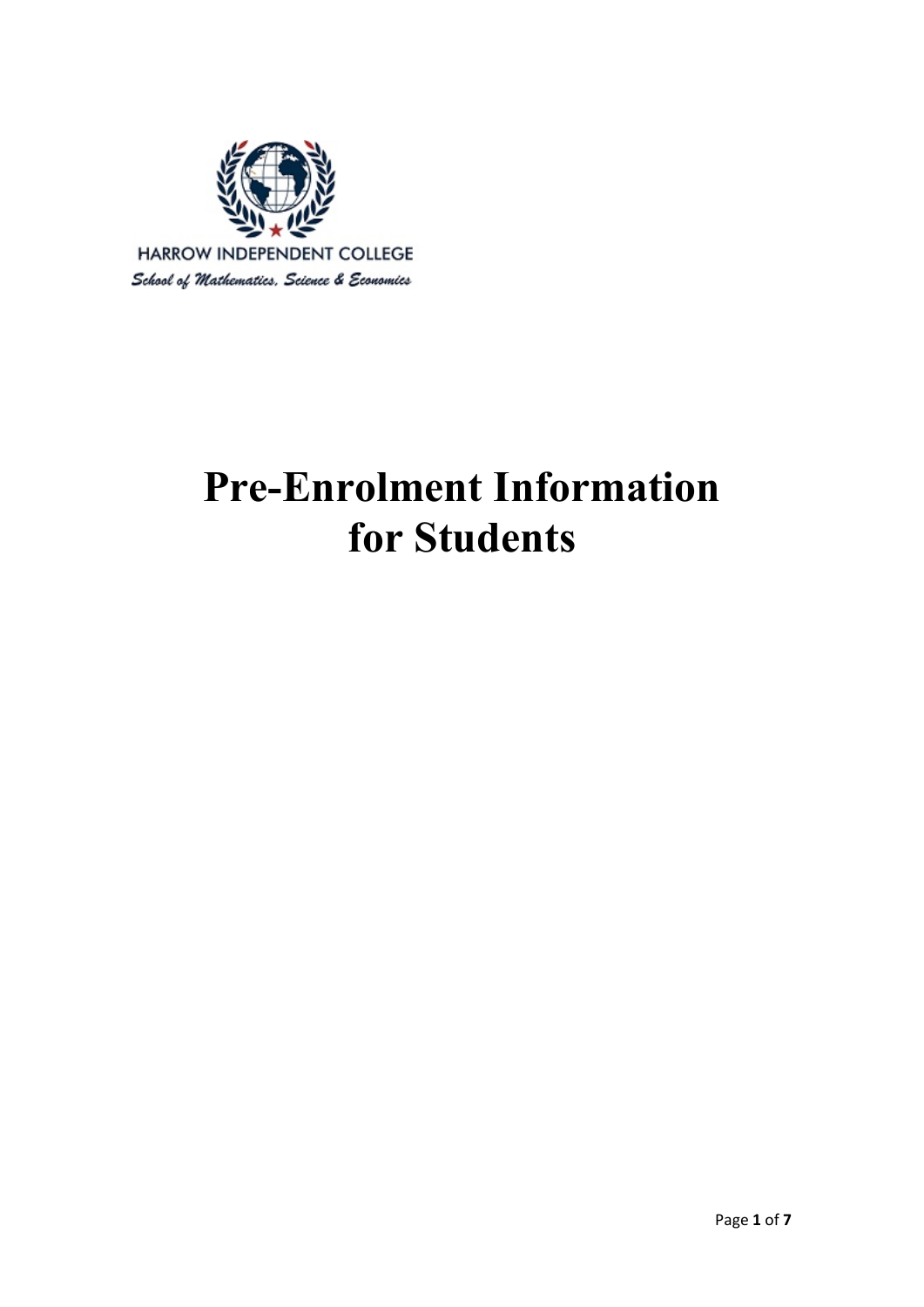HARROW INDEPENDENT COLLEGE

*School of Mathematics, Science & Economics*

# Pre-Enrolment Information for Students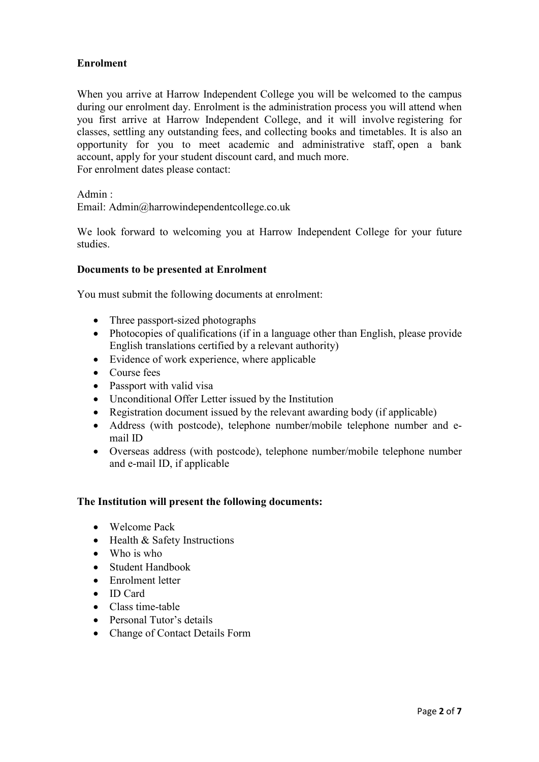## Enrolment

When you arrive at Harrow Independent College you will be welcomed to the campus during our enrolment day. Enrolment is the administration process you will attend when you first arrive at Harrow Independent College, and it will involve registering for classes, settling any outstanding fees, and collecting books and timetables. It is also an opportunity for you to meet academic and administrative staff, open a bank account, apply for your student discount card, and much more.
For enrolment dates please contact:

Admin :
Email: Admin@harrowindependentcollege.co.uk

We look forward to welcoming you at Harrow Independent College for your future studies.

### Documents to be presented at Enrolment

You must submit the following documents at enrolment:

- Three passport-sized photographs
- Photocopies of qualifications (if in a language other than English, please provide English translations certified by a relevant authority)
- Evidence of work experience, where applicable
- Course fees
- Passport with valid visa
- Unconditional Offer Letter issued by the Institution
- Registration document issued by the relevant awarding body (if applicable)
- Address (with postcode), telephone number/mobile telephone number and e-mail ID
- Overseas address (with postcode), telephone number/mobile telephone number and e-mail ID, if applicable

### The Institution will present the following documents:

- Welcome Pack
- Health & Safety Instructions
- Who is who
- Student Handbook
- Enrolment letter
- ID Card
- Class time-table
- Personal Tutor's details
- Change of Contact Details Form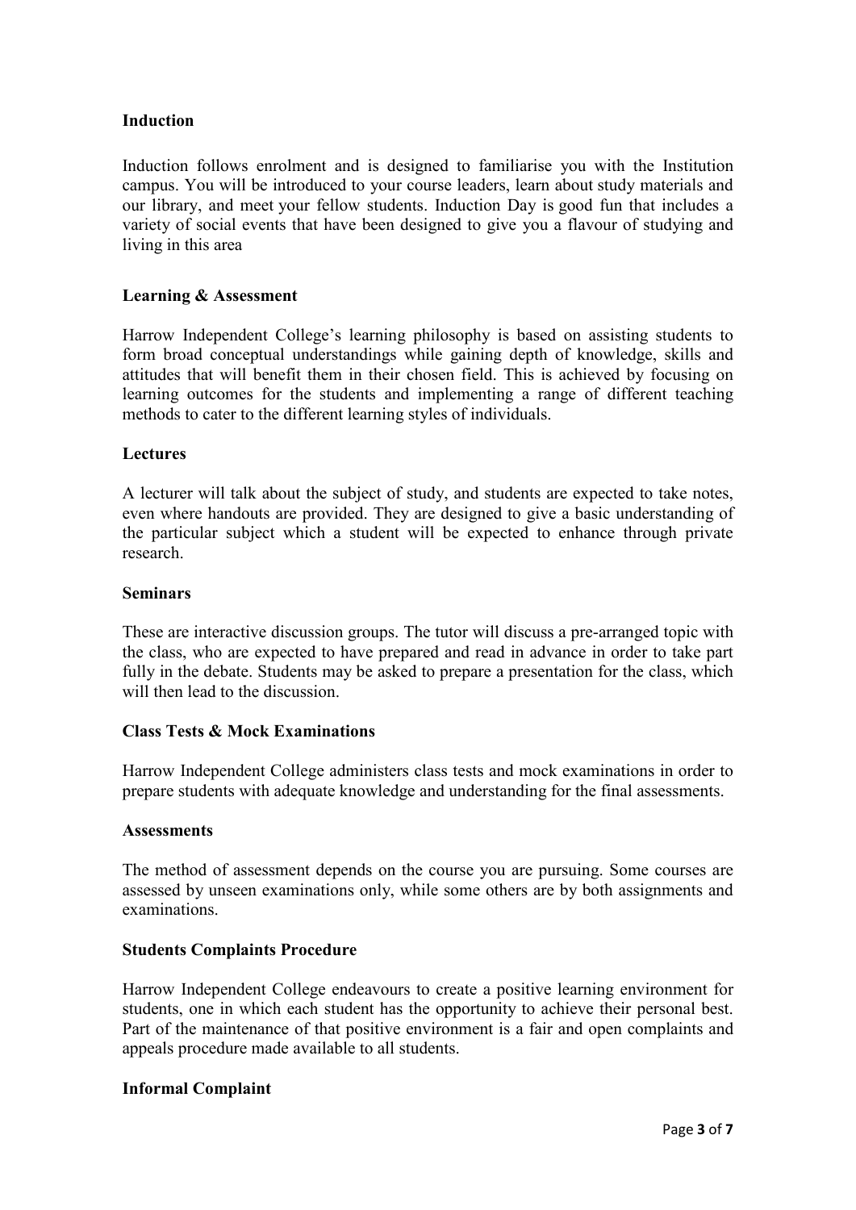**Induction**

Induction follows enrolment and is designed to familiarise you with the Institution campus. You will be introduced to your course leaders, learn about study materials and our library, and meet your fellow students. Induction Day is good fun that includes a variety of social events that have been designed to give you a flavour of studying and living in this area

**Learning & Assessment**

Harrow Independent College's learning philosophy is based on assisting students to form broad conceptual understandings while gaining depth of knowledge, skills and attitudes that will benefit them in their chosen field. This is achieved by focusing on learning outcomes for the students and implementing a range of different teaching methods to cater to the different learning styles of individuals.

**Lectures**

A lecturer will talk about the subject of study, and students are expected to take notes, even where handouts are provided. They are designed to give a basic understanding of the particular subject which a student will be expected to enhance through private research.

**Seminars**

These are interactive discussion groups. The tutor will discuss a pre-arranged topic with the class, who are expected to have prepared and read in advance in order to take part fully in the debate. Students may be asked to prepare a presentation for the class, which will then lead to the discussion.

**Class Tests & Mock Examinations**

Harrow Independent College administers class tests and mock examinations in order to prepare students with adequate knowledge and understanding for the final assessments.

**Assessments**

The method of assessment depends on the course you are pursuing. Some courses are assessed by unseen examinations only, while some others are by both assignments and examinations.

**Students Complaints Procedure**

Harrow Independent College endeavours to create a positive learning environment for students, one in which each student has the opportunity to achieve their personal best. Part of the maintenance of that positive environment is a fair and open complaints and appeals procedure made available to all students.

**Informal Complaint**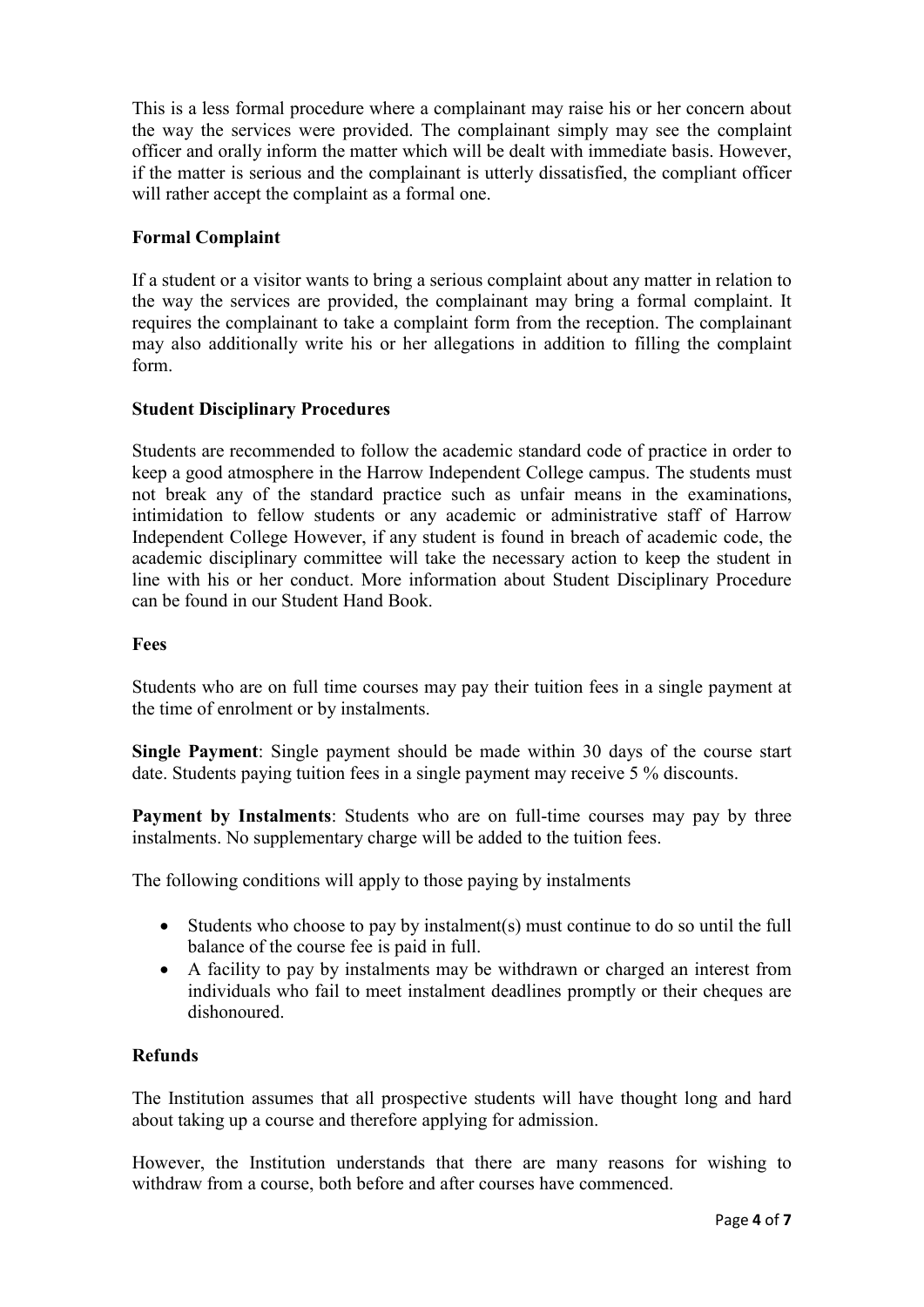This is a less formal procedure where a complainant may raise his or her concern about the way the services were provided. The complainant simply may see the complaint officer and orally inform the matter which will be dealt with immediate basis. However, if the matter is serious and the complainant is utterly dissatisfied, the compliant officer will rather accept the complaint as a formal one.

**Formal Complaint**

If a student or a visitor wants to bring a serious complaint about any matter in relation to the way the services are provided, the complainant may bring a formal complaint. It requires the complainant to take a complaint form from the reception. The complainant may also additionally write his or her allegations in addition to filling the complaint form.

**Student Disciplinary Procedures**

Students are recommended to follow the academic standard code of practice in order to keep a good atmosphere in the Harrow Independent College campus. The students must not break any of the standard practice such as unfair means in the examinations, intimidation to fellow students or any academic or administrative staff of Harrow Independent College However, if any student is found in breach of academic code, the academic disciplinary committee will take the necessary action to keep the student in line with his or her conduct. More information about Student Disciplinary Procedure can be found in our Student Hand Book.

**Fees**

Students who are on full time courses may pay their tuition fees in a single payment at the time of enrolment or by instalments.

**Single Payment**: Single payment should be made within 30 days of the course start date. Students paying tuition fees in a single payment may receive 5 % discounts.

**Payment by Instalments**: Students who are on full-time courses may pay by three instalments. No supplementary charge will be added to the tuition fees.

The following conditions will apply to those paying by instalments

- Students who choose to pay by instalment(s) must continue to do so until the full balance of the course fee is paid in full.
- A facility to pay by instalments may be withdrawn or charged an interest from individuals who fail to meet instalment deadlines promptly or their cheques are dishonoured.

**Refunds**

The Institution assumes that all prospective students will have thought long and hard about taking up a course and therefore applying for admission.

However, the Institution understands that there are many reasons for wishing to withdraw from a course, both before and after courses have commenced.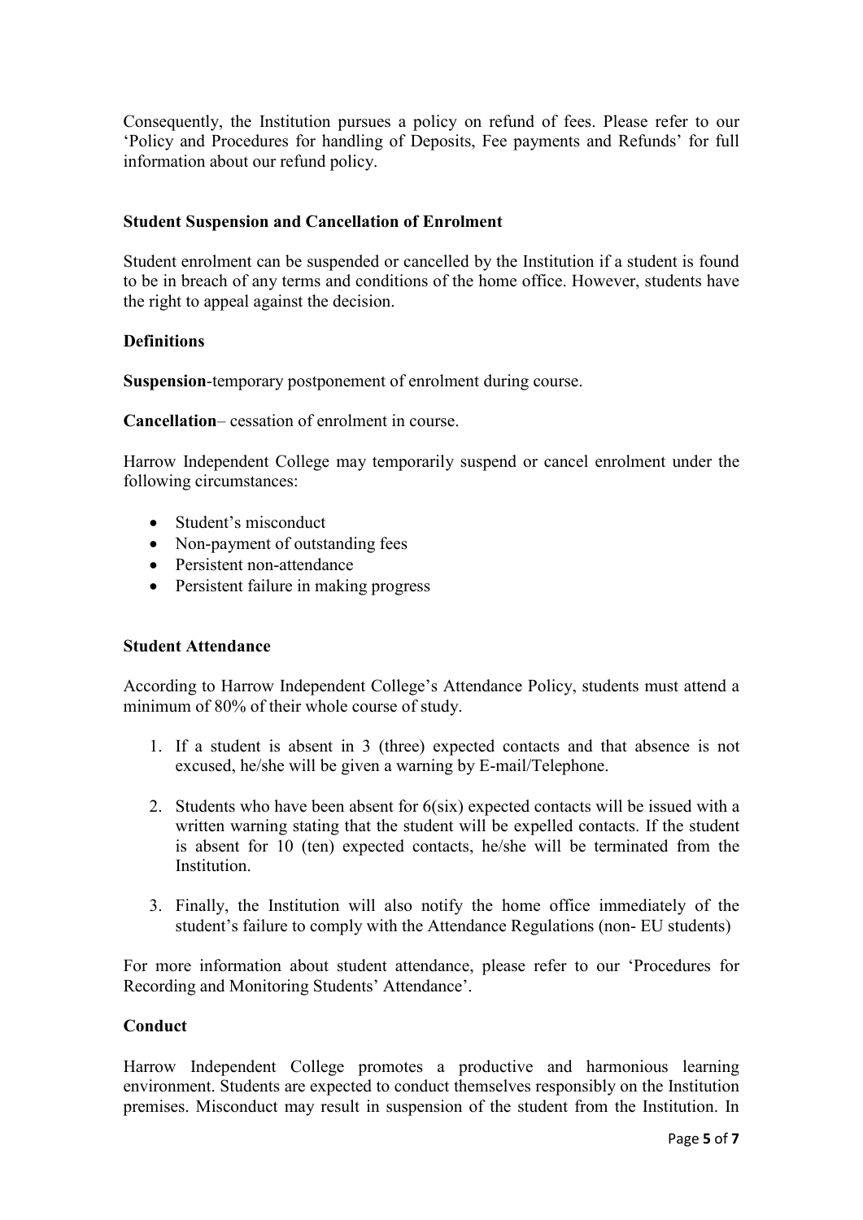Consequently, the Institution pursues a policy on refund of fees. Please refer to our 'Policy and Procedures for handling of Deposits, Fee payments and Refunds' for full information about our refund policy.

**Student Suspension and Cancellation of Enrolment**

Student enrolment can be suspended or cancelled by the Institution if a student is found to be in breach of any terms and conditions of the home office. However, students have the right to appeal against the decision.

**Definitions**

**Suspension**-temporary postponement of enrolment during course.

**Cancellation**– cessation of enrolment in course.

Harrow Independent College may temporarily suspend or cancel enrolment under the following circumstances:

- Student's misconduct
- Non-payment of outstanding fees
- Persistent non-attendance
- Persistent failure in making progress

**Student Attendance**

According to Harrow Independent College's Attendance Policy, students must attend a minimum of 80% of their whole course of study.

1. If a student is absent in 3 (three) expected contacts and that absence is not excused, he/she will be given a warning by E-mail/Telephone.
2. Students who have been absent for 6(six) expected contacts will be issued with a written warning stating that the student will be expelled contacts. If the student is absent for 10 (ten) expected contacts, he/she will be terminated from the Institution.
3. Finally, the Institution will also notify the home office immediately of the student's failure to comply with the Attendance Regulations (non- EU students)

For more information about student attendance, please refer to our 'Procedures for Recording and Monitoring Students' Attendance'.

**Conduct**

Harrow Independent College promotes a productive and harmonious learning environment. Students are expected to conduct themselves responsibly on the Institution premises. Misconduct may result in suspension of the student from the Institution. In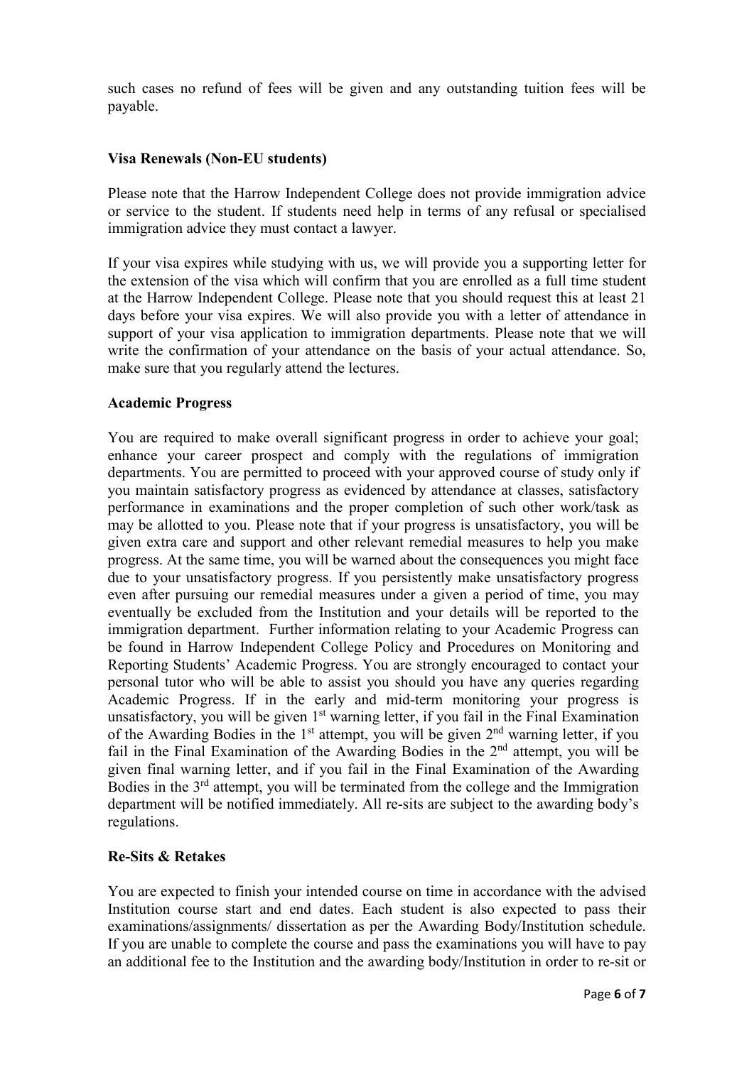such cases no refund of fees will be given and any outstanding tuition fees will be payable.

**Visa Renewals (Non-EU students)**

Please note that the Harrow Independent College does not provide immigration advice or service to the student. If students need help in terms of any refusal or specialised immigration advice they must contact a lawyer.

If your visa expires while studying with us, we will provide you a supporting letter for the extension of the visa which will confirm that you are enrolled as a full time student at the Harrow Independent College. Please note that you should request this at least 21 days before your visa expires. We will also provide you with a letter of attendance in support of your visa application to immigration departments. Please note that we will write the confirmation of your attendance on the basis of your actual attendance. So, make sure that you regularly attend the lectures.

**Academic Progress**

You are required to make overall significant progress in order to achieve your goal; enhance your career prospect and comply with the regulations of immigration departments. You are permitted to proceed with your approved course of study only if you maintain satisfactory progress as evidenced by attendance at classes, satisfactory performance in examinations and the proper completion of such other work/task as may be allotted to you. Please note that if your progress is unsatisfactory, you will be given extra care and support and other relevant remedial measures to help you make progress. At the same time, you will be warned about the consequences you might face due to your unsatisfactory progress. If you persistently make unsatisfactory progress even after pursuing our remedial measures under a given a period of time, you may eventually be excluded from the Institution and your details will be reported to the immigration department. Further information relating to your Academic Progress can be found in Harrow Independent College Policy and Procedures on Monitoring and Reporting Students' Academic Progress. You are strongly encouraged to contact your personal tutor who will be able to assist you should you have any queries regarding Academic Progress. If in the early and mid-term monitoring your progress is unsatisfactory, you will be given 1st warning letter, if you fail in the Final Examination of the Awarding Bodies in the 1st attempt, you will be given 2nd warning letter, if you fail in the Final Examination of the Awarding Bodies in the 2nd attempt, you will be given final warning letter, and if you fail in the Final Examination of the Awarding Bodies in the 3rd attempt, you will be terminated from the college and the Immigration department will be notified immediately. All re-sits are subject to the awarding body's regulations.

**Re-Sits & Retakes**

You are expected to finish your intended course on time in accordance with the advised Institution course start and end dates. Each student is also expected to pass their examinations/assignments/ dissertation as per the Awarding Body/Institution schedule. If you are unable to complete the course and pass the examinations you will have to pay an additional fee to the Institution and the awarding body/Institution in order to re-sit or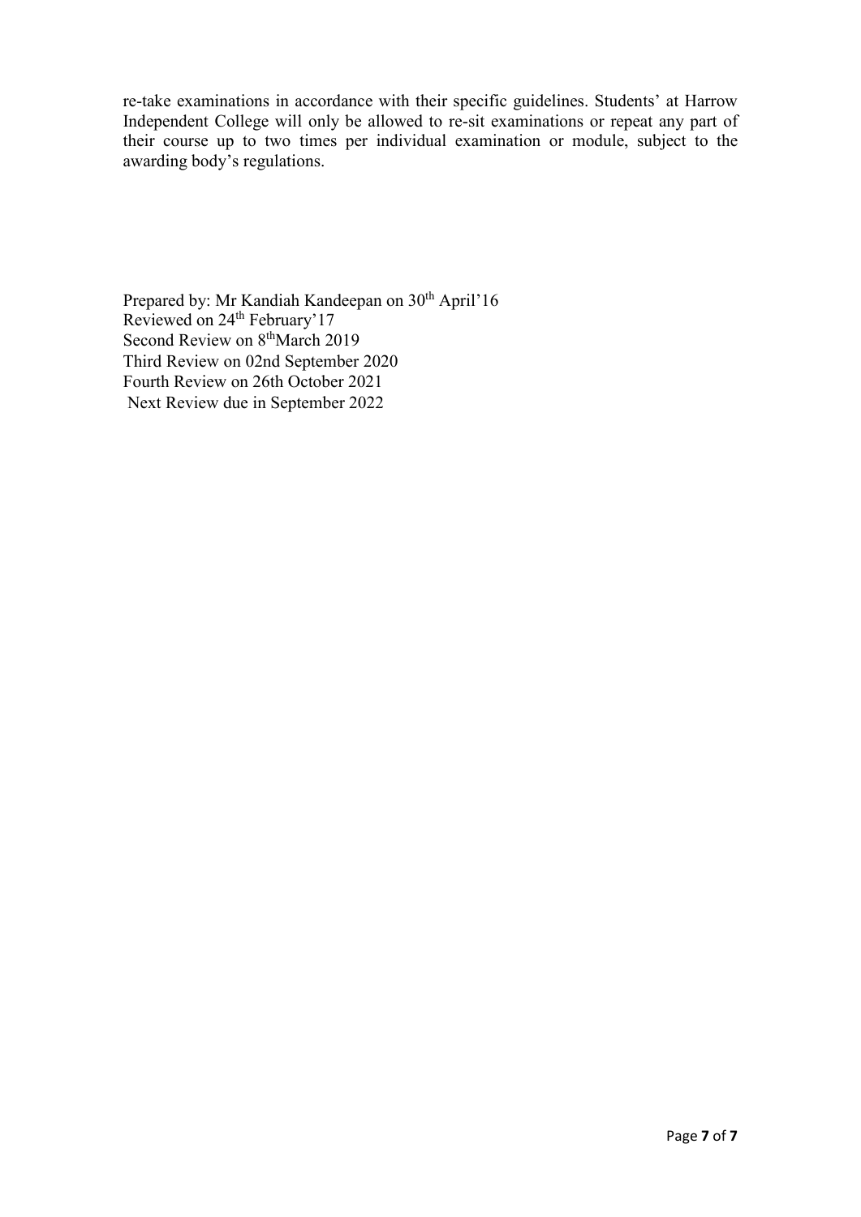re-take examinations in accordance with their specific guidelines. Students' at Harrow Independent College will only be allowed to re-sit examinations or repeat any part of their course up to two times per individual examination or module, subject to the awarding body's regulations.

Prepared by: Mr Kandiah Kandeepan on 30th April'16  
Reviewed on 24th February'17  
Second Review on 8thMarch 2019  
Third Review on 02nd September 2020  
Fourth Review on 26th October 2021  
Next Review due in September 2022